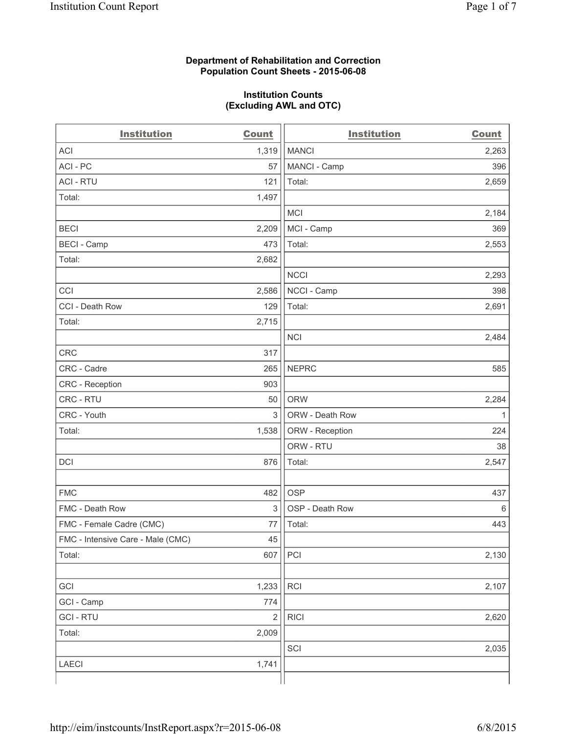**Department of Rehabilitation and Correction**
**Population Count Sheets - 2015-06-08**

**Institution Counts**
**(Excluding AWL and OTC)**

| Institution | Count | Institution | Count |
|---|---|---|---|
| ACI | 1,319 | MANCI | 2,263 |
| ACI - PC | 57 | MANCI - Camp | 396 |
| ACI - RTU | 121 | Total: | 2,659 |
| Total: | 1,497 | | |
| | | MCI | 2,184 |
| BECI | 2,209 | MCI - Camp | 369 |
| BECI - Camp | 473 | Total: | 2,553 |
| Total: | 2,682 | | |
| | | NCCI | 2,293 |
| CCI | 2,586 | NCCI - Camp | 398 |
| CCI - Death Row | 129 | Total: | 2,691 |
| Total: | 2,715 | | |
| | | NCI | 2,484 |
| CRC | 317 | | |
| CRC - Cadre | 265 | NEPRC | 585 |
| CRC - Reception | 903 | | |
| CRC - RTU | 50 | ORW | 2,284 |
| CRC - Youth | 3 | ORW - Death Row | 1 |
| Total: | 1,538 | ORW - Reception | 224 |
| | | ORW - RTU | 38 |
| DCI | 876 | Total: | 2,547 |
| | | | |
| FMC | 482 | OSP | 437 |
| FMC - Death Row | 3 | OSP - Death Row | 6 |
| FMC - Female Cadre (CMC) | 77 | Total: | 443 |
| FMC - Intensive Care - Male (CMC) | 45 | | |
| Total: | 607 | PCI | 2,130 |
| | | | |
| GCI | 1,233 | RCI | 2,107 |
| GCI - Camp | 774 | | |
| GCI - RTU | 2 | RICI | 2,620 |
| Total: | 2,009 | | |
| | | SCI | 2,035 |
| LAECI | 1,741 | | |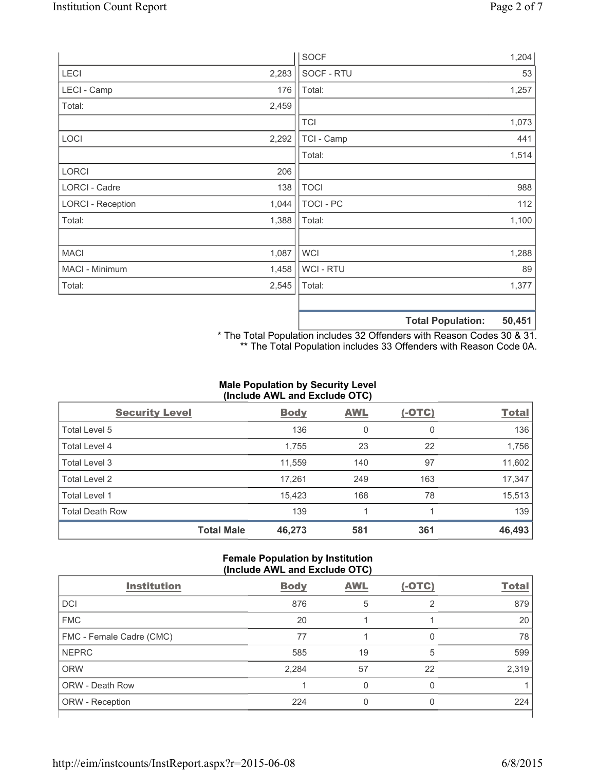| | |
|---|---|
| | |
| LECI | 2,283 |
| LECI - Camp | 176 |
| Total: | 2,459 |
| | |
| LOCI | 2,292 |
| | |
| LORCI | 206 |
| LORCI - Cadre | 138 |
| LORCI - Reception | 1,044 |
| Total: | 1,388 |
| | |
| MACI | 1,087 |
| MACI - Minimum | 1,458 |
| Total: | 2,545 |

| | |
|---|---|
| SOCF | 1,204 |
| SOCF - RTU | 53 |
| Total: | 1,257 |
| | |
| TCI | 1,073 |
| TCI - Camp | 441 |
| Total: | 1,514 |
| | |
| TOCI | 988 |
| TOCI - PC | 112 |
| Total: | 1,100 |
| | |
| WCI | 1,288 |
| WCI - RTU | 89 |
| Total: | 1,377 |
| | |
| **Total Population:** | **50,451** |

\* The Total Population includes 32 Offenders with Reason Codes 30 & 31.
\*\* The Total Population includes 33 Offenders with Reason Code 0A.

**Male Population by Security Level (Include AWL and Exclude OTC)**

| Security Level | Body | AWL | (-OTC) | Total |
|---|---|---|---|---|
| Total Level 5 | 136 | 0 | 0 | 136 |
| Total Level 4 | 1,755 | 23 | 22 | 1,756 |
| Total Level 3 | 11,559 | 140 | 97 | 11,602 |
| Total Level 2 | 17,261 | 249 | 163 | 17,347 |
| Total Level 1 | 15,423 | 168 | 78 | 15,513 |
| Total Death Row | 139 | 1 | 1 | 139 |
| **Total Male** | **46,273** | **581** | **361** | **46,493** |

**Female Population by Institution (Include AWL and Exclude OTC)**

| Institution | Body | AWL | (-OTC) | Total |
|---|---|---|---|---|
| DCI | 876 | 5 | 2 | 879 |
| FMC | 20 | 1 | 1 | 20 |
| FMC - Female Cadre (CMC) | 77 | 1 | 0 | 78 |
| NEPRC | 585 | 19 | 5 | 599 |
| ORW | 2,284 | 57 | 22 | 2,319 |
| ORW - Death Row | 1 | 0 | 0 | 1 |
| ORW - Reception | 224 | 0 | 0 | 224 |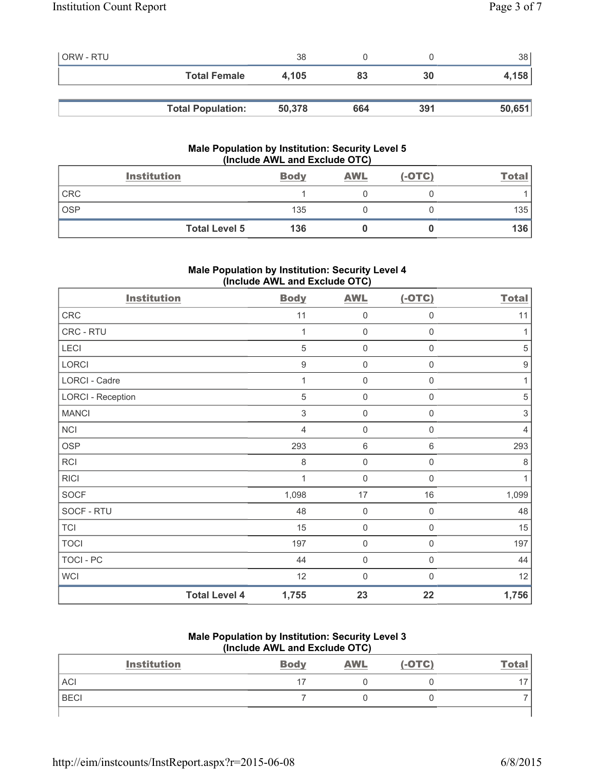| ORW - RTU | 38 | 0 | 0 | 38 |
|---|---|---|---|---|
| **Total Female** | **4,105** | **83** | **30** | **4,158** |

| **Total Population:** | **50,378** | **664** | **391** | **50,651** |
|---|---|---|---|---|

### Male Population by Institution: Security Level 5 (Include AWL and Exclude OTC)

| Institution | Body | AWL | (-OTC) | Total |
|---|---|---|---|---|
| CRC | 1 | 0 | 0 | 1 |
| OSP | 135 | 0 | 0 | 135 |
| **Total Level 5** | **136** | **0** | **0** | **136** |

### Male Population by Institution: Security Level 4 (Include AWL and Exclude OTC)

| Institution | Body | AWL | (-OTC) | Total |
|---|---|---|---|---|
| CRC | 11 | 0 | 0 | 11 |
| CRC - RTU | 1 | 0 | 0 | 1 |
| LECI | 5 | 0 | 0 | 5 |
| LORCI | 9 | 0 | 0 | 9 |
| LORCI - Cadre | 1 | 0 | 0 | 1 |
| LORCI - Reception | 5 | 0 | 0 | 5 |
| MANCI | 3 | 0 | 0 | 3 |
| NCI | 4 | 0 | 0 | 4 |
| OSP | 293 | 6 | 6 | 293 |
| RCI | 8 | 0 | 0 | 8 |
| RICI | 1 | 0 | 0 | 1 |
| SOCF | 1,098 | 17 | 16 | 1,099 |
| SOCF - RTU | 48 | 0 | 0 | 48 |
| TCI | 15 | 0 | 0 | 15 |
| TOCI | 197 | 0 | 0 | 197 |
| TOCI - PC | 44 | 0 | 0 | 44 |
| WCI | 12 | 0 | 0 | 12 |
| **Total Level 4** | **1,755** | **23** | **22** | **1,756** |

### Male Population by Institution: Security Level 3 (Include AWL and Exclude OTC)

| Institution | Body | AWL | (-OTC) | Total |
|---|---|---|---|---|
| ACI | 17 | 0 | 0 | 17 |
| BECI | 7 | 0 | 0 | 7 |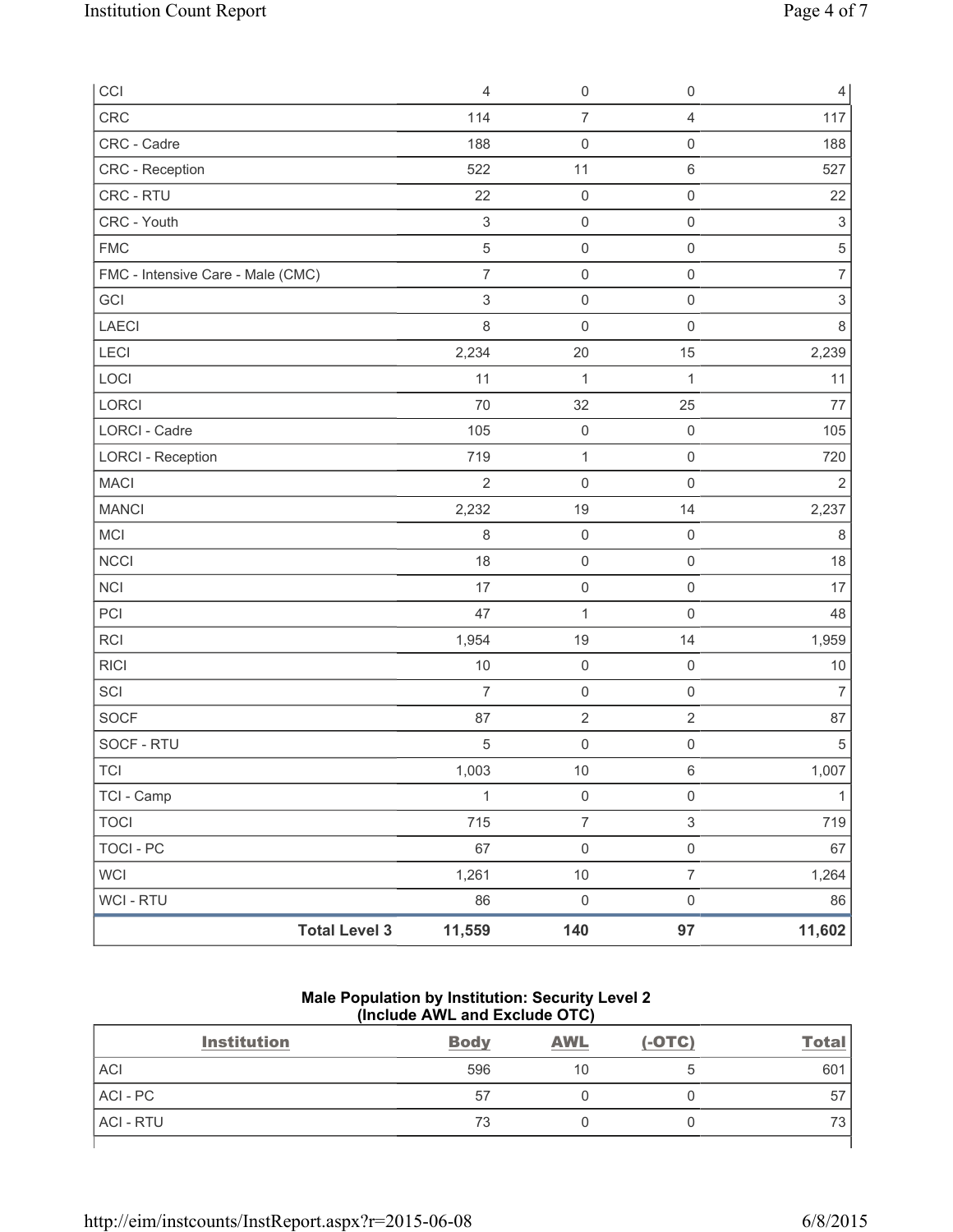| CCI | 4 | 0 | 0 | 4 |
|---|---|---|---|---|
| CRC | 114 | 7 | 4 | 117 |
| CRC - Cadre | 188 | 0 | 0 | 188 |
| CRC - Reception | 522 | 11 | 6 | 527 |
| CRC - RTU | 22 | 0 | 0 | 22 |
| CRC - Youth | 3 | 0 | 0 | 3 |
| FMC | 5 | 0 | 0 | 5 |
| FMC - Intensive Care - Male (CMC) | 7 | 0 | 0 | 7 |
| GCI | 3 | 0 | 0 | 3 |
| LAECI | 8 | 0 | 0 | 8 |
| LECI | 2,234 | 20 | 15 | 2,239 |
| LOCI | 11 | 1 | 1 | 11 |
| LORCI | 70 | 32 | 25 | 77 |
| LORCI - Cadre | 105 | 0 | 0 | 105 |
| LORCI - Reception | 719 | 1 | 0 | 720 |
| MACI | 2 | 0 | 0 | 2 |
| MANCI | 2,232 | 19 | 14 | 2,237 |
| MCI | 8 | 0 | 0 | 8 |
| NCCI | 18 | 0 | 0 | 18 |
| NCI | 17 | 0 | 0 | 17 |
| PCI | 47 | 1 | 0 | 48 |
| RCI | 1,954 | 19 | 14 | 1,959 |
| RICI | 10 | 0 | 0 | 10 |
| SCI | 7 | 0 | 0 | 7 |
| SOCF | 87 | 2 | 2 | 87 |
| SOCF - RTU | 5 | 0 | 0 | 5 |
| TCI | 1,003 | 10 | 6 | 1,007 |
| TCI - Camp | 1 | 0 | 0 | 1 |
| TOCI | 715 | 7 | 3 | 719 |
| TOCI - PC | 67 | 0 | 0 | 67 |
| WCI | 1,261 | 10 | 7 | 1,264 |
| WCI - RTU | 86 | 0 | 0 | 86 |
| **Total Level 3** | **11,559** | **140** | **97** | **11,602** |

**Male Population by Institution: Security Level 2 (Include AWL and Exclude OTC)**

| Institution | Body | AWL | (-OTC) | Total |
|---|---|---|---|---|
| ACI | 596 | 10 | 5 | 601 |
| ACI - PC | 57 | 0 | 0 | 57 |
| ACI - RTU | 73 | 0 | 0 | 73 |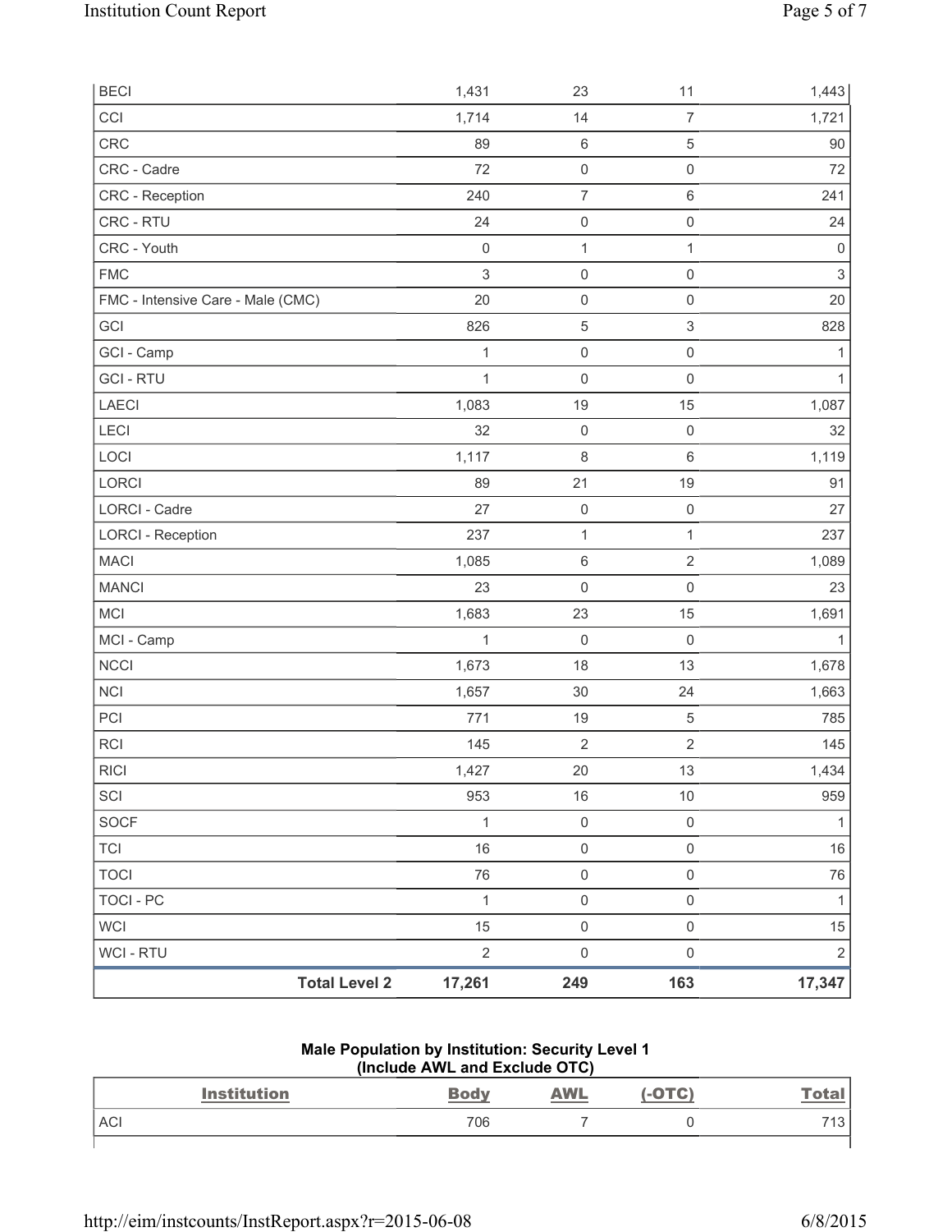| | | | | |
|---|---|---|---|---|
| BECI | 1,431 | 23 | 11 | 1,443 |
| CCI | 1,714 | 14 | 7 | 1,721 |
| CRC | 89 | 6 | 5 | 90 |
| CRC - Cadre | 72 | 0 | 0 | 72 |
| CRC - Reception | 240 | 7 | 6 | 241 |
| CRC - RTU | 24 | 0 | 0 | 24 |
| CRC - Youth | 0 | 1 | 1 | 0 |
| FMC | 3 | 0 | 0 | 3 |
| FMC - Intensive Care - Male (CMC) | 20 | 0 | 0 | 20 |
| GCI | 826 | 5 | 3 | 828 |
| GCI - Camp | 1 | 0 | 0 | 1 |
| GCI - RTU | 1 | 0 | 0 | 1 |
| LAECI | 1,083 | 19 | 15 | 1,087 |
| LECI | 32 | 0 | 0 | 32 |
| LOCI | 1,117 | 8 | 6 | 1,119 |
| LORCI | 89 | 21 | 19 | 91 |
| LORCI - Cadre | 27 | 0 | 0 | 27 |
| LORCI - Reception | 237 | 1 | 1 | 237 |
| MACI | 1,085 | 6 | 2 | 1,089 |
| MANCI | 23 | 0 | 0 | 23 |
| MCI | 1,683 | 23 | 15 | 1,691 |
| MCI - Camp | 1 | 0 | 0 | 1 |
| NCCI | 1,673 | 18 | 13 | 1,678 |
| NCI | 1,657 | 30 | 24 | 1,663 |
| PCI | 771 | 19 | 5 | 785 |
| RCI | 145 | 2 | 2 | 145 |
| RICI | 1,427 | 20 | 13 | 1,434 |
| SCI | 953 | 16 | 10 | 959 |
| SOCF | 1 | 0 | 0 | 1 |
| TCI | 16 | 0 | 0 | 16 |
| TOCI | 76 | 0 | 0 | 76 |
| TOCI - PC | 1 | 0 | 0 | 1 |
| WCI | 15 | 0 | 0 | 15 |
| WCI - RTU | 2 | 0 | 0 | 2 |
| **Total Level 2** | **17,261** | **249** | **163** | **17,347** |

**Male Population by Institution: Security Level 1**
**(Include AWL and Exclude OTC)**

| Institution | Body | AWL | (-OTC) | Total |
|---|---|---|---|---|
| ACI | 706 | 7 | 0 | 713 |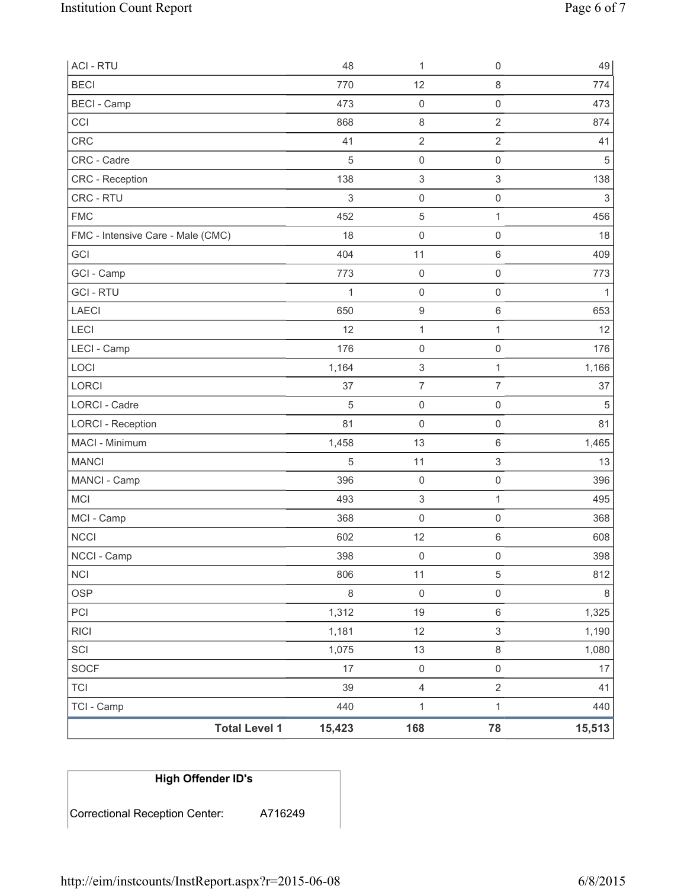| | | | | |
|---|---|---|---|---|
| ACI - RTU | 48 | 1 | 0 | 49 |
| BECI | 770 | 12 | 8 | 774 |
| BECI - Camp | 473 | 0 | 0 | 473 |
| CCI | 868 | 8 | 2 | 874 |
| CRC | 41 | 2 | 2 | 41 |
| CRC - Cadre | 5 | 0 | 0 | 5 |
| CRC - Reception | 138 | 3 | 3 | 138 |
| CRC - RTU | 3 | 0 | 0 | 3 |
| FMC | 452 | 5 | 1 | 456 |
| FMC - Intensive Care - Male (CMC) | 18 | 0 | 0 | 18 |
| GCI | 404 | 11 | 6 | 409 |
| GCI - Camp | 773 | 0 | 0 | 773 |
| GCI - RTU | 1 | 0 | 0 | 1 |
| LAECI | 650 | 9 | 6 | 653 |
| LECI | 12 | 1 | 1 | 12 |
| LECI - Camp | 176 | 0 | 0 | 176 |
| LOCI | 1,164 | 3 | 1 | 1,166 |
| LORCI | 37 | 7 | 7 | 37 |
| LORCI - Cadre | 5 | 0 | 0 | 5 |
| LORCI - Reception | 81 | 0 | 0 | 81 |
| MACI - Minimum | 1,458 | 13 | 6 | 1,465 |
| MANCI | 5 | 11 | 3 | 13 |
| MANCI - Camp | 396 | 0 | 0 | 396 |
| MCI | 493 | 3 | 1 | 495 |
| MCI - Camp | 368 | 0 | 0 | 368 |
| NCCI | 602 | 12 | 6 | 608 |
| NCCI - Camp | 398 | 0 | 0 | 398 |
| NCI | 806 | 11 | 5 | 812 |
| OSP | 8 | 0 | 0 | 8 |
| PCI | 1,312 | 19 | 6 | 1,325 |
| RICI | 1,181 | 12 | 3 | 1,190 |
| SCI | 1,075 | 13 | 8 | 1,080 |
| SOCF | 17 | 0 | 0 | 17 |
| TCI | 39 | 4 | 2 | 41 |
| TCI - Camp | 440 | 1 | 1 | 440 |
| **Total Level 1** | **15,423** | **168** | **78** | **15,513** |

| High Offender ID's | |
|---|---|
| Correctional Reception Center: | A716249 |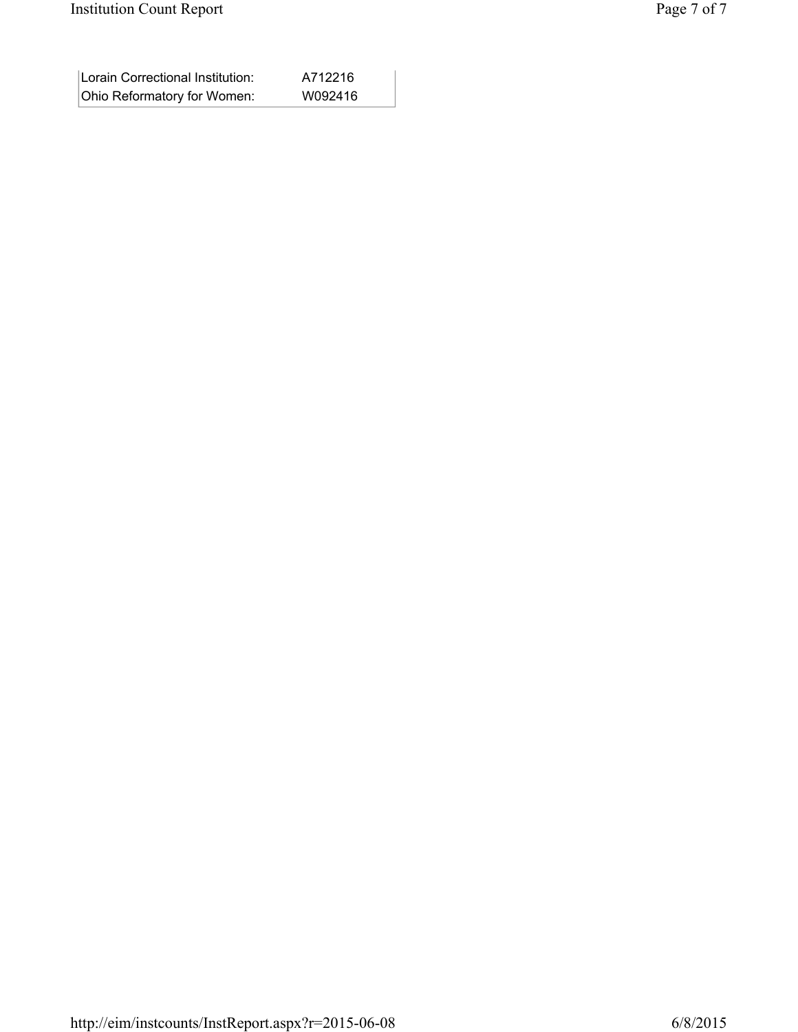| | |
|---|---|
| Lorain Correctional Institution: | A712216 |
| Ohio Reformatory for Women: | W092416 |